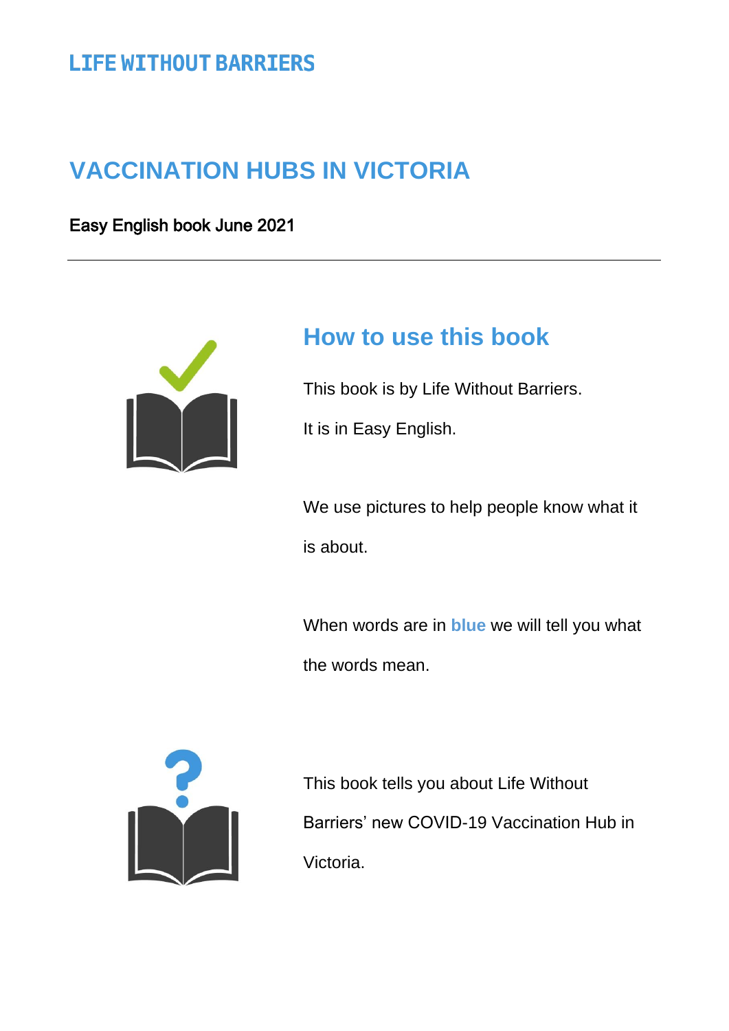LIFE WITHOUT BARRIERS

# VACCINATION HUBS IN VICTORIA

Easy English book June 2021

---

## How to use this book

This book is by Life Without Barriers.

It is in Easy English.

We use pictures to help people know what it is about.

When words are in **blue** we will tell you what the words mean.

This book tells you about Life Without Barriers' new COVID-19 Vaccination Hub in Victoria.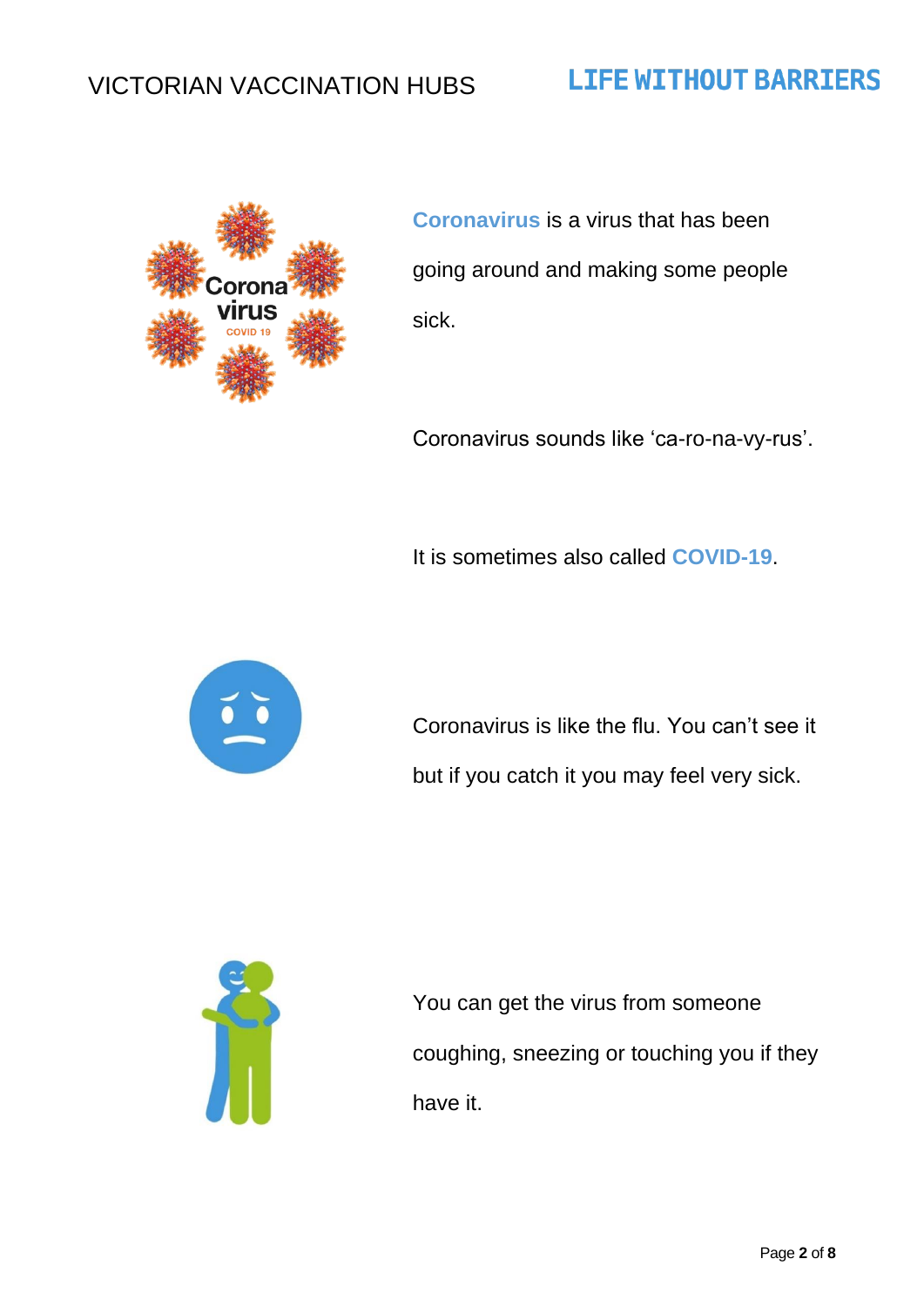**Coronavirus** is a virus that has been going around and making some people sick.

Coronavirus sounds like 'ca-ro-na-vy-rus'.

It is sometimes also called **COVID-19**.

Coronavirus is like the flu. You can't see it but if you catch it you may feel very sick.

You can get the virus from someone coughing, sneezing or touching you if they have it.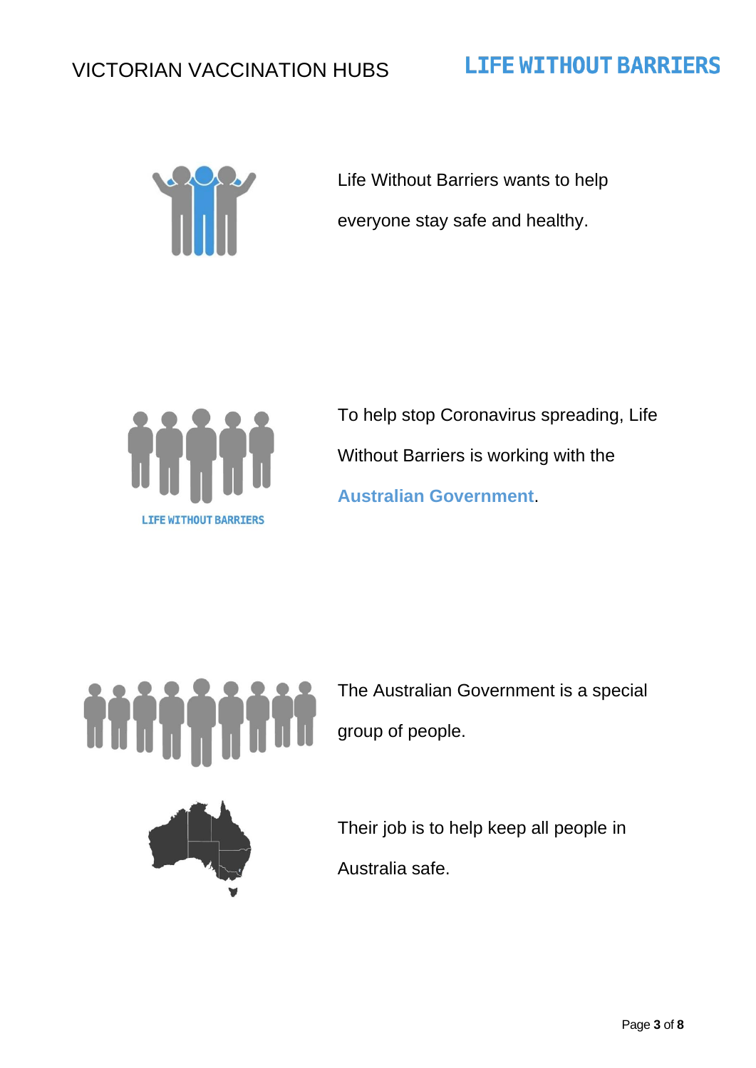Life Without Barriers wants to help everyone stay safe and healthy.

To help stop Coronavirus spreading, Life Without Barriers is working with the **Australian Government**.

The Australian Government is a special group of people.

Their job is to help keep all people in Australia safe.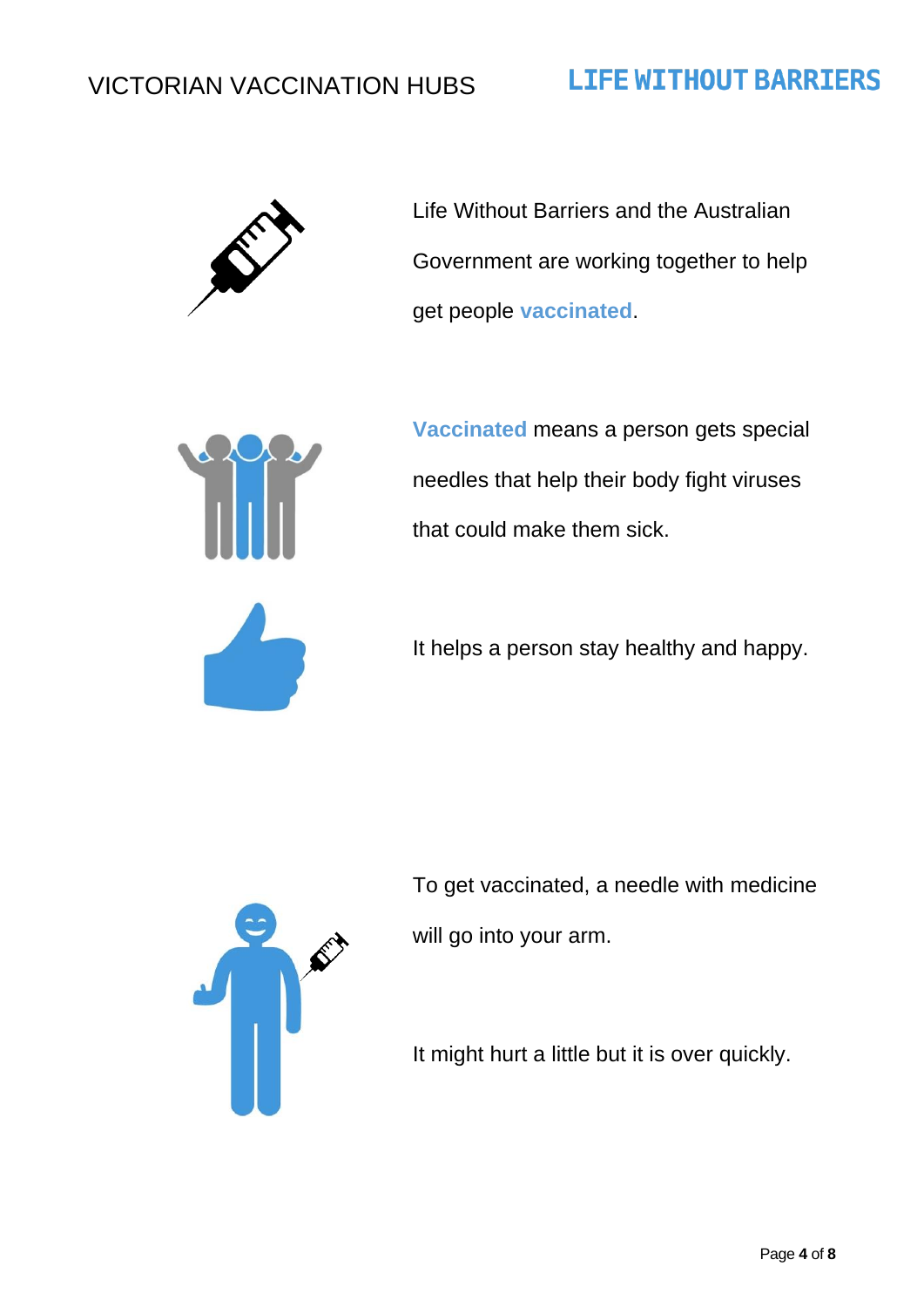Life Without Barriers and the Australian Government are working together to help get people **vaccinated**.

**Vaccinated** means a person gets special needles that help their body fight viruses that could make them sick.

It helps a person stay healthy and happy.

To get vaccinated, a needle with medicine will go into your arm.

It might hurt a little but it is over quickly.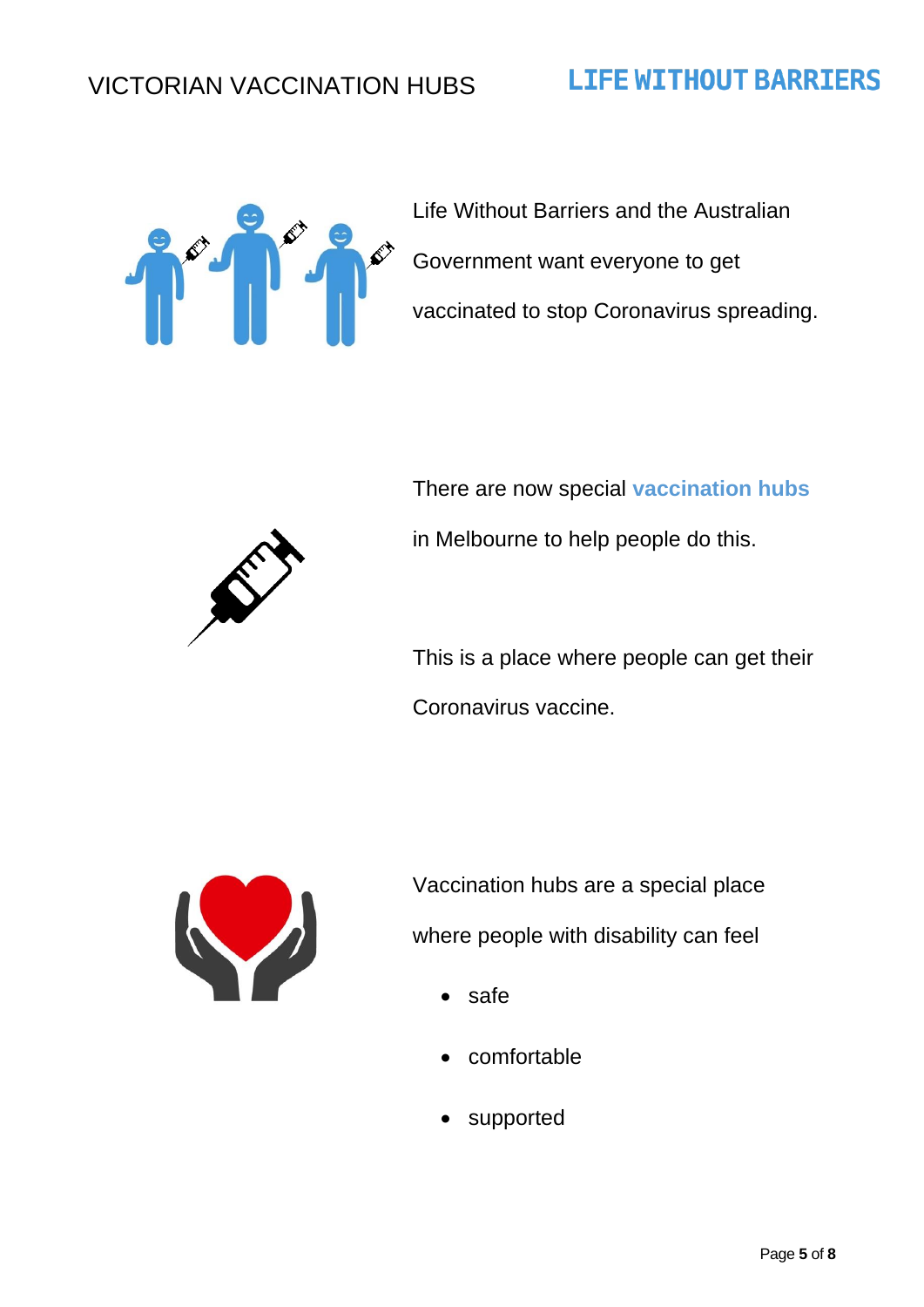Life Without Barriers and the Australian Government want everyone to get vaccinated to stop Coronavirus spreading.

There are now special **vaccination hubs** in Melbourne to help people do this.

This is a place where people can get their Coronavirus vaccine.

Vaccination hubs are a special place where people with disability can feel

- safe
- comfortable
- supported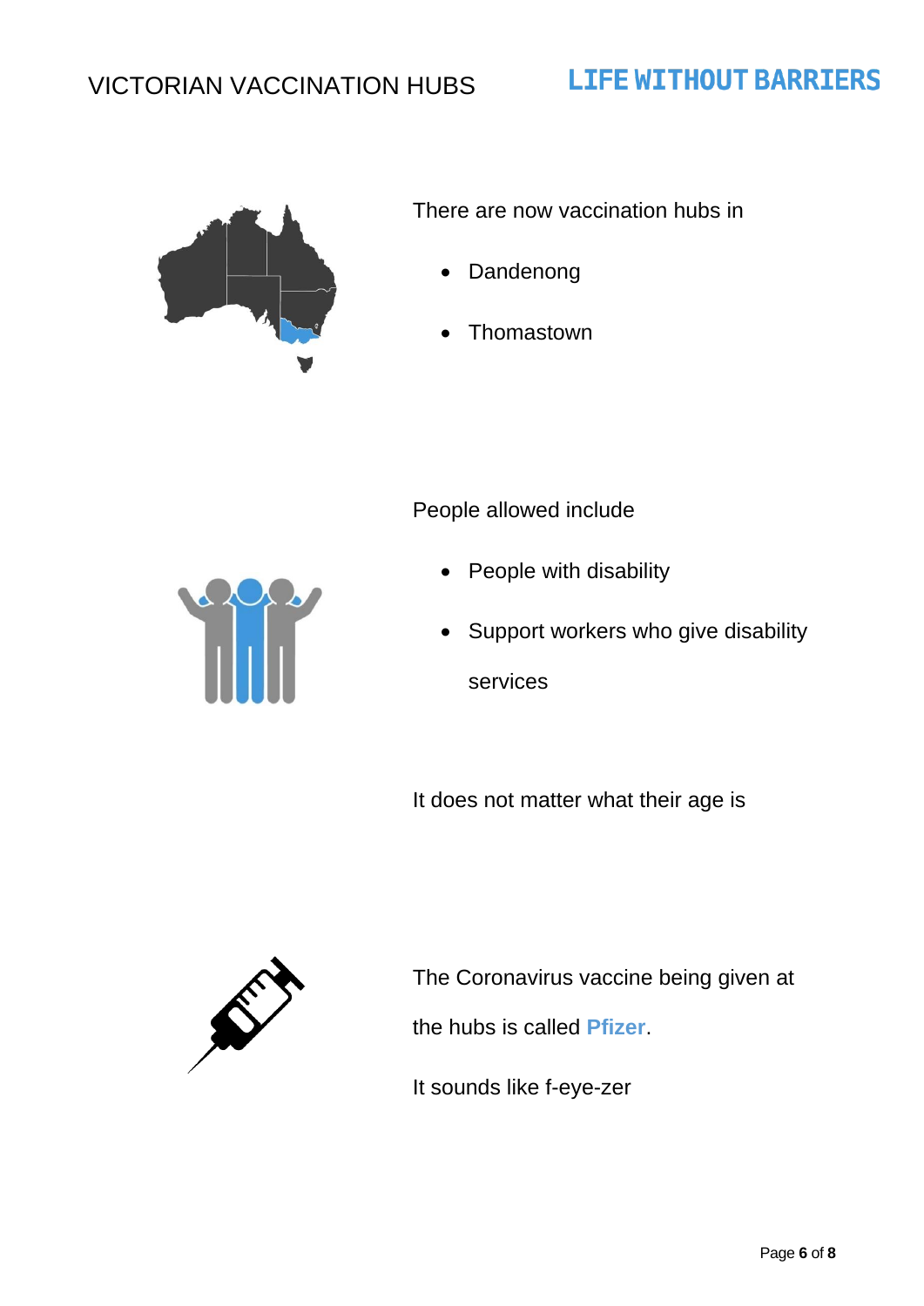# VICTORIAN VACCINATION HUBS

There are now vaccination hubs in

- Dandenong
- Thomastown

People allowed include

- People with disability
- Support workers who give disability services

It does not matter what their age is

The Coronavirus vaccine being given at the hubs is called **Pfizer**.

It sounds like f-eye-zer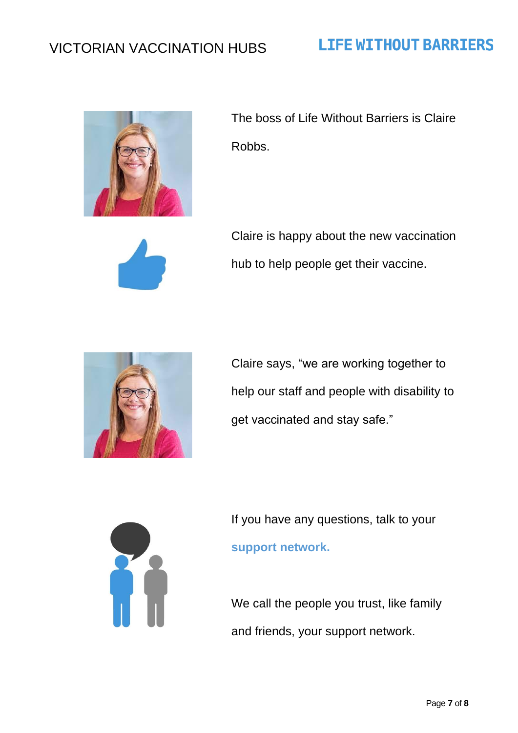The boss of Life Without Barriers is Claire Robbs.

Claire is happy about the new vaccination hub to help people get their vaccine.

Claire says, "we are working together to help our staff and people with disability to get vaccinated and stay safe."

If you have any questions, talk to your **support network.**

We call the people you trust, like family and friends, your support network.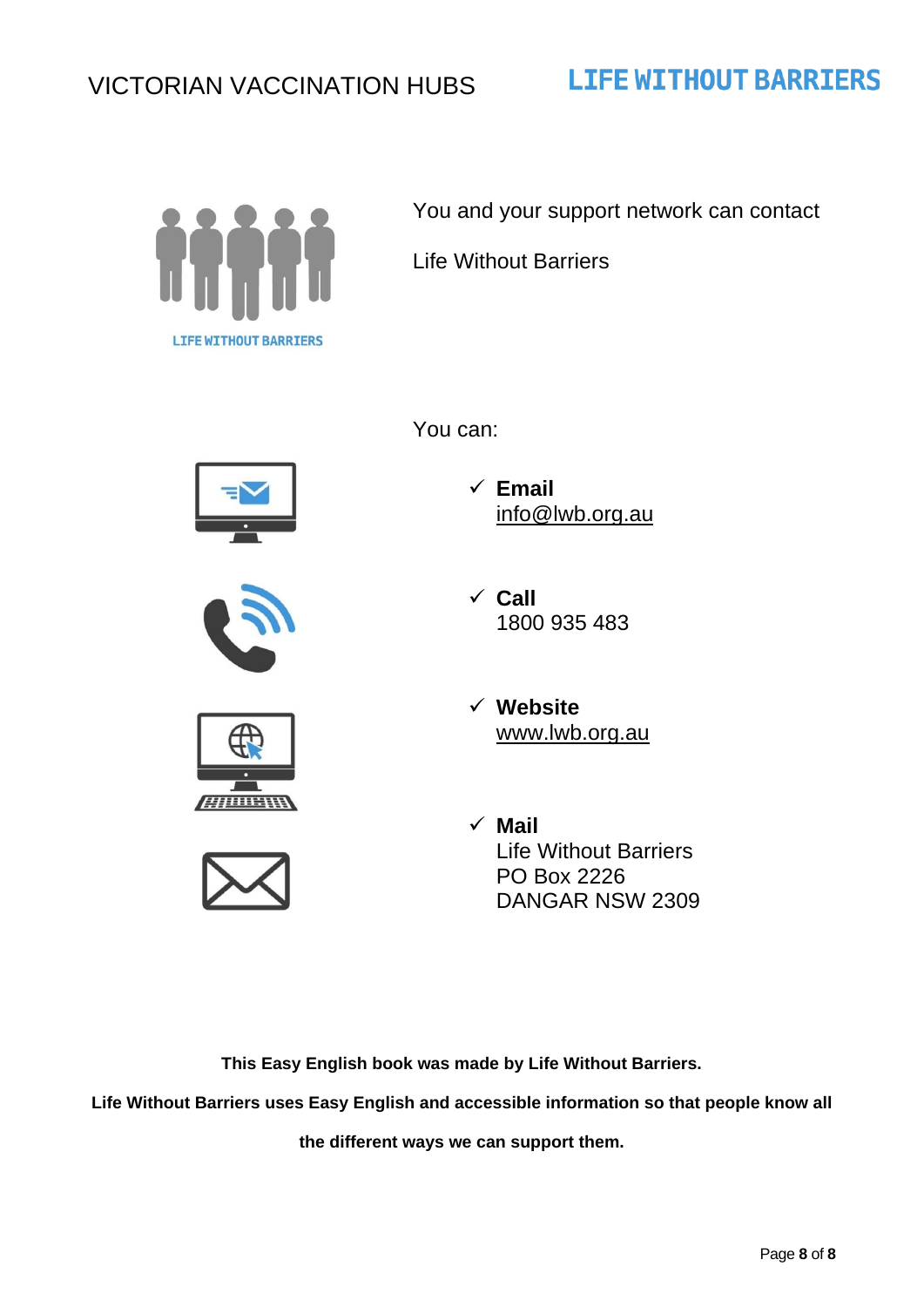You and your support network can contact

Life Without Barriers

You can:

- ✓ **Email**
  info@lwb.org.au

- ✓ **Call**
  1800 935 483

- ✓ **Website**
  www.lwb.org.au

- ✓ **Mail**
  Life Without Barriers
  PO Box 2226
  DANGAR NSW 2309

**This Easy English book was made by Life Without Barriers.**

**Life Without Barriers uses Easy English and accessible information so that people know all the different ways we can support them.**